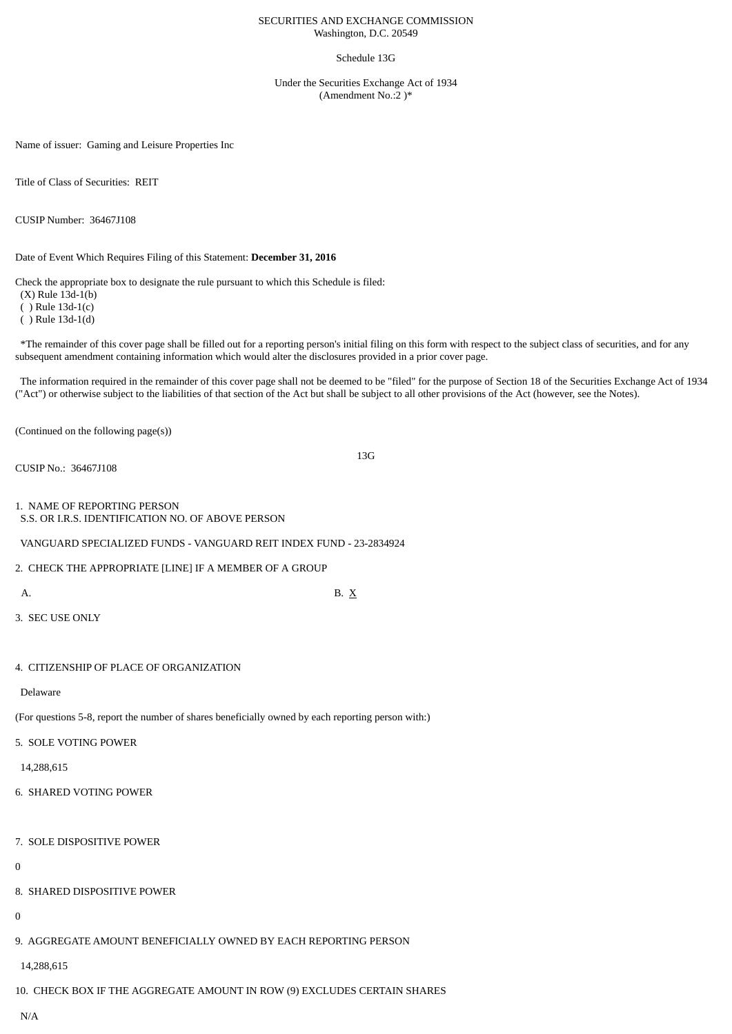SECURITIES AND EXCHANGE COMMISSION
Washington, D.C. 20549

Schedule 13G

Under the Securities Exchange Act of 1934
(Amendment No.:2 )*

Name of issuer: Gaming and Leisure Properties Inc

Title of Class of Securities: REIT

CUSIP Number: 36467J108

Date of Event Which Requires Filing of this Statement: **December 31, 2016**

Check the appropriate box to designate the rule pursuant to which this Schedule is filed:
(X) Rule 13d-1(b)
( ) Rule 13d-1(c)
( ) Rule 13d-1(d)

*The remainder of this cover page shall be filled out for a reporting person's initial filing on this form with respect to the subject class of securities, and for any subsequent amendment containing information which would alter the disclosures provided in a prior cover page.

The information required in the remainder of this cover page shall not be deemed to be "filed" for the purpose of Section 18 of the Securities Exchange Act of 1934 ("Act") or otherwise subject to the liabilities of that section of the Act but shall be subject to all other provisions of the Act (however, see the Notes).

(Continued on the following page(s))

13G

CUSIP No.: 36467J108

1. NAME OF REPORTING PERSON
S.S. OR I.R.S. IDENTIFICATION NO. OF ABOVE PERSON

VANGUARD SPECIALIZED FUNDS - VANGUARD REIT INDEX FUND - 23-2834924

2. CHECK THE APPROPRIATE [LINE] IF A MEMBER OF A GROUP

A. B. X

3. SEC USE ONLY

4. CITIZENSHIP OF PLACE OF ORGANIZATION

Delaware

(For questions 5-8, report the number of shares beneficially owned by each reporting person with:)

5. SOLE VOTING POWER

14,288,615

6. SHARED VOTING POWER

7. SOLE DISPOSITIVE POWER

0

8. SHARED DISPOSITIVE POWER

0

9. AGGREGATE AMOUNT BENEFICIALLY OWNED BY EACH REPORTING PERSON

14,288,615

10. CHECK BOX IF THE AGGREGATE AMOUNT IN ROW (9) EXCLUDES CERTAIN SHARES

N/A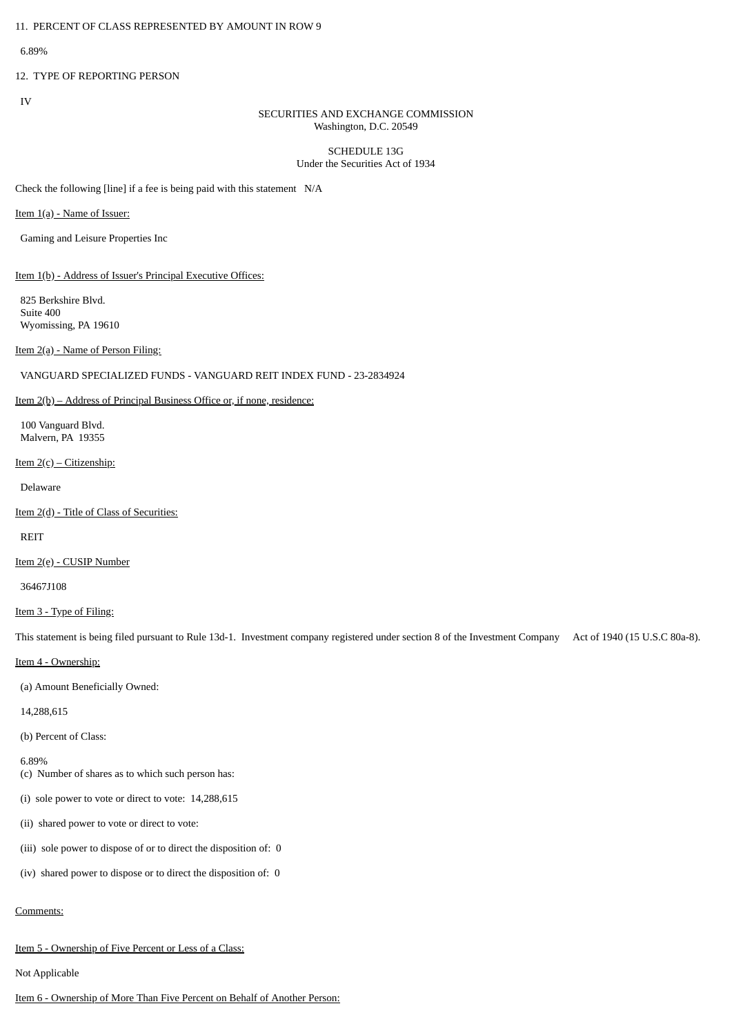11. PERCENT OF CLASS REPRESENTED BY AMOUNT IN ROW 9

6.89%

12. TYPE OF REPORTING PERSON

IV

SECURITIES AND EXCHANGE COMMISSION
Washington, D.C. 20549

SCHEDULE 13G
Under the Securities Act of 1934

Check the following [line] if a fee is being paid with this statement N/A

Item 1(a) - Name of Issuer:

Gaming and Leisure Properties Inc

Item 1(b) - Address of Issuer's Principal Executive Offices:

825 Berkshire Blvd.
Suite 400
Wyomissing, PA 19610

Item 2(a) - Name of Person Filing:

VANGUARD SPECIALIZED FUNDS - VANGUARD REIT INDEX FUND - 23-2834924

Item 2(b) – Address of Principal Business Office or, if none, residence:

100 Vanguard Blvd.
Malvern, PA 19355

Item 2(c) – Citizenship:

Delaware

Item 2(d) - Title of Class of Securities:

REIT

Item 2(e) - CUSIP Number

36467J108

Item 3 - Type of Filing:

This statement is being filed pursuant to Rule 13d-1. Investment company registered under section 8 of the Investment Company Act of 1940 (15 U.S.C 80a-8).

Item 4 - Ownership:

(a) Amount Beneficially Owned:

14,288,615

(b) Percent of Class:

6.89%

(c) Number of shares as to which such person has:

(i) sole power to vote or direct to vote: 14,288,615

(ii) shared power to vote or direct to vote:

(iii) sole power to dispose of or to direct the disposition of: 0

(iv) shared power to dispose or to direct the disposition of: 0

Comments:

Item 5 - Ownership of Five Percent or Less of a Class:

Not Applicable

Item 6 - Ownership of More Than Five Percent on Behalf of Another Person: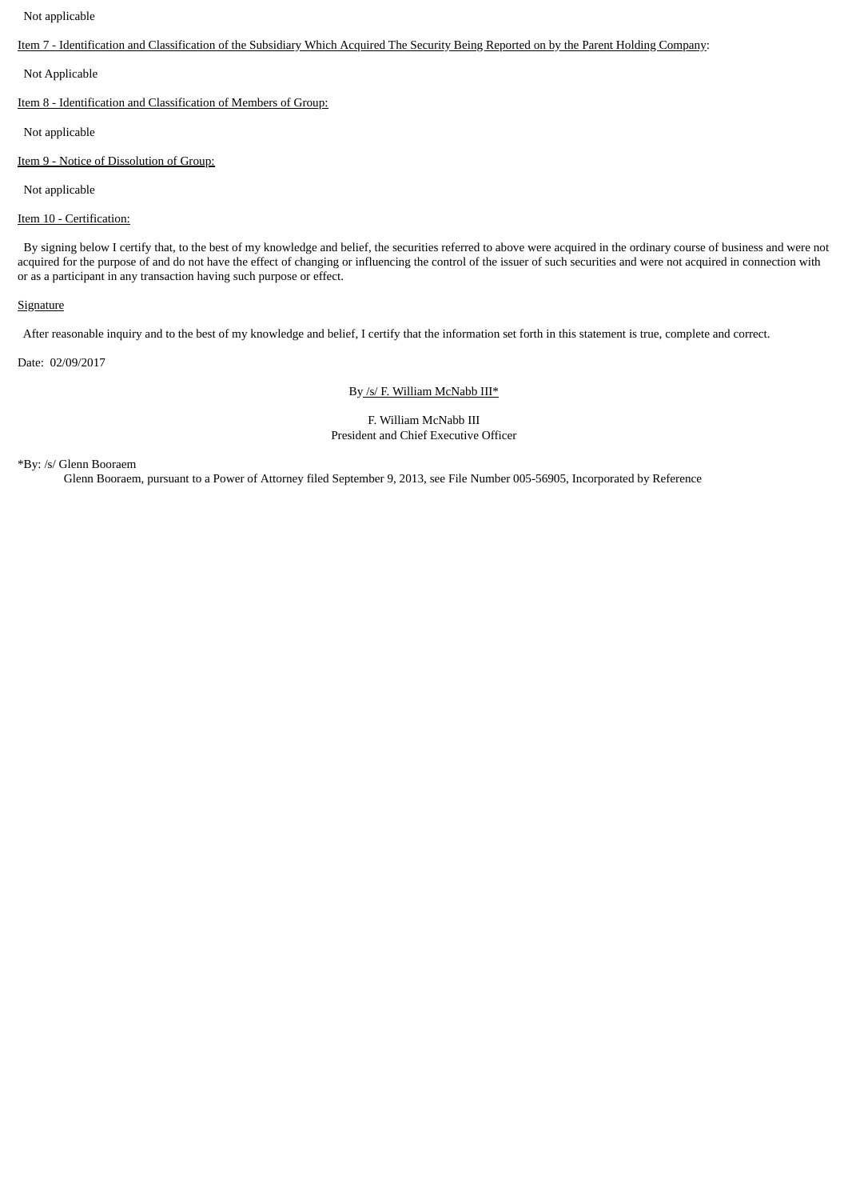Not applicable

Item 7 - Identification and Classification of the Subsidiary Which Acquired The Security Being Reported on by the Parent Holding Company:

Not Applicable

Item 8 - Identification and Classification of Members of Group:

Not applicable

Item 9 - Notice of Dissolution of Group:

Not applicable

Item 10 - Certification:

By signing below I certify that, to the best of my knowledge and belief, the securities referred to above were acquired in the ordinary course of business and were not acquired for the purpose of and do not have the effect of changing or influencing the control of the issuer of such securities and were not acquired in connection with or as a participant in any transaction having such purpose or effect.

Signature

After reasonable inquiry and to the best of my knowledge and belief, I certify that the information set forth in this statement is true, complete and correct.

Date: 02/09/2017

By /s/ F. William McNabb III*

F. William McNabb III
President and Chief Executive Officer

*By: /s/ Glenn Booraem
Glenn Booraem, pursuant to a Power of Attorney filed September 9, 2013, see File Number 005-56905, Incorporated by Reference